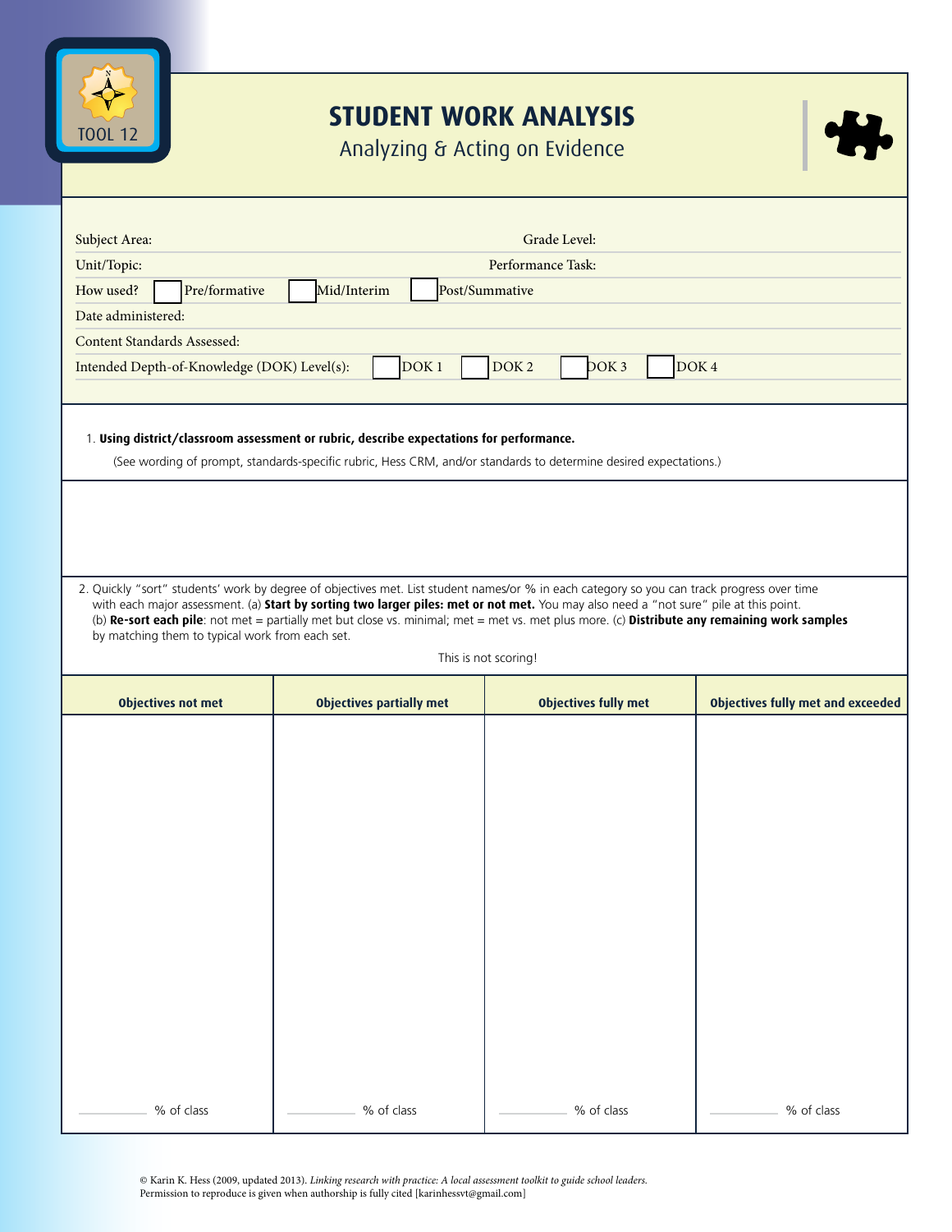TOOL 12

# STUDENT WORK ANALYSIS

## Analyzing & Acting on Evidence

Subject Area: Grade Level:

Unit/Topic: Performance Task:

How used? ☐ Pre/formative ☐ Mid/Interim ☐ Post/Summative

Date administered:

Content Standards Assessed:

Intended Depth-of-Knowledge (DOK) Level(s): ☐ DOK 1 ☐ DOK 2 ☐ DOK 3 ☐ DOK 4

1. **Using district/classroom assessment or rubric, describe expectations for performance.**

   (See wording of prompt, standards-specific rubric, Hess CRM, and/or standards to determine desired expectations.)

2. Quickly "sort" students' work by degree of objectives met. List student names/or % in each category so you can track progress over time with each major assessment. (a) **Start by sorting two larger piles: met or not met.** You may also need a "not sure" pile at this point. (b) **Re-sort each pile**: not met = partially met but close vs. minimal; met = met vs. met plus more. (c) **Distribute any remaining work samples** by matching them to typical work from each set.

   This is not scoring!

| Objectives not met | Objectives partially met | Objectives fully met | Objectives fully met and exceeded |
|---|---|---|---|
| | | | |
| ______ % of class | ______ % of class | ______ % of class | ______ % of class |

© Karin K. Hess (2009, updated 2013). *Linking research with practice: A local assessment toolkit to guide school leaders.* Permission to reproduce is given when authorship is fully cited [karinhessvt@gmail.com]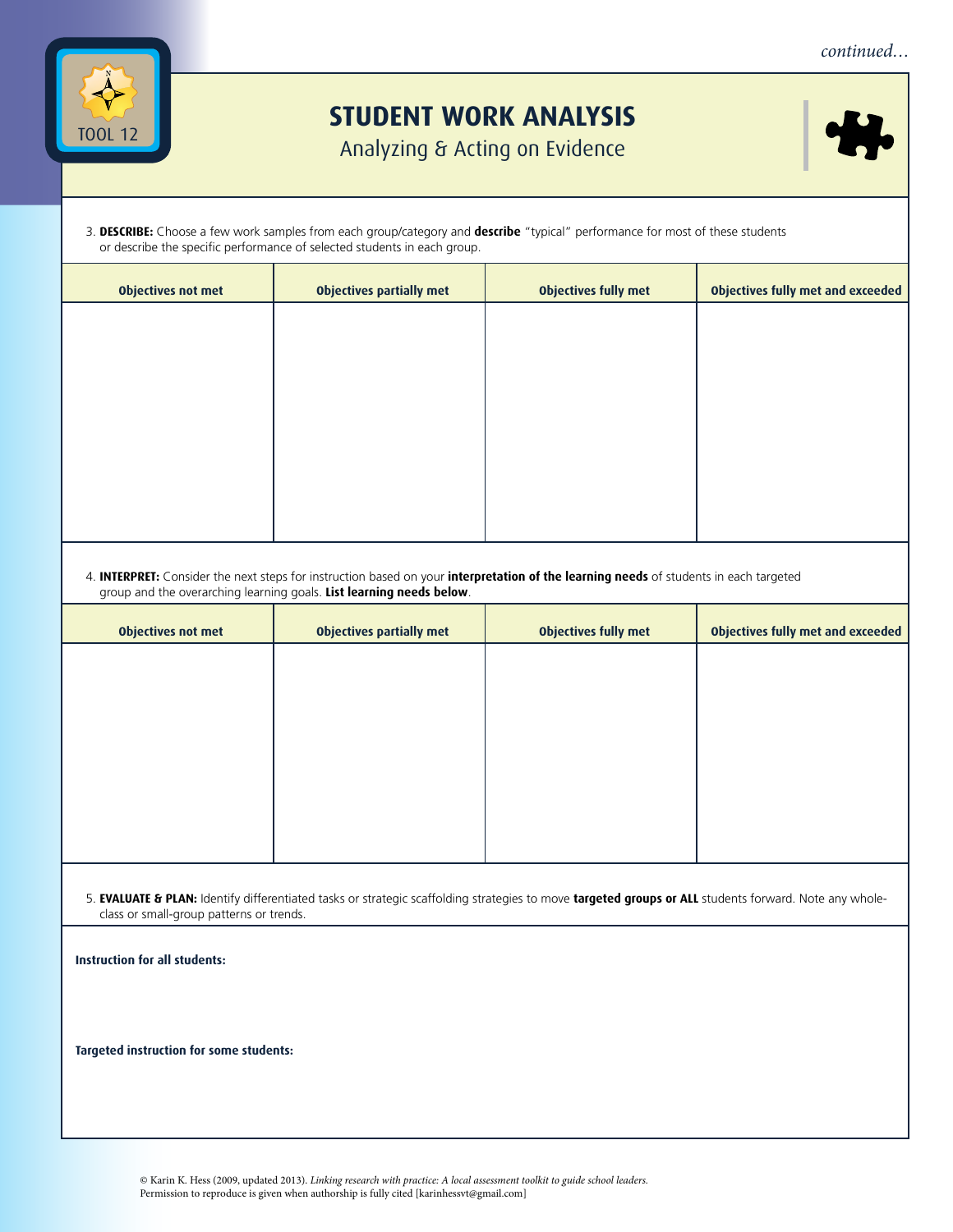*continued…*

TOOL 12

# STUDENT WORK ANALYSIS

Analyzing & Acting on Evidence

3. **DESCRIBE:** Choose a few work samples from each group/category and **describe** "typical" performance for most of these students or describe the specific performance of selected students in each group.

| Objectives not met | Objectives partially met | Objectives fully met | Objectives fully met and exceeded |
|---|---|---|---|
| | | | |

4. **INTERPRET:** Consider the next steps for instruction based on your **interpretation of the learning needs** of students in each targeted group and the overarching learning goals. **List learning needs below**.

| Objectives not met | Objectives partially met | Objectives fully met | Objectives fully met and exceeded |
|---|---|---|---|
| | | | |

5. **EVALUATE & PLAN:** Identify differentiated tasks or strategic scaffolding strategies to move **targeted groups or ALL** students forward. Note any whole-class or small-group patterns or trends.

**Instruction for all students:**

**Targeted instruction for some students:**

© Karin K. Hess (2009, updated 2013). *Linking research with practice: A local assessment toolkit to guide school leaders.* Permission to reproduce is given when authorship is fully cited [karinhessvt@gmail.com]